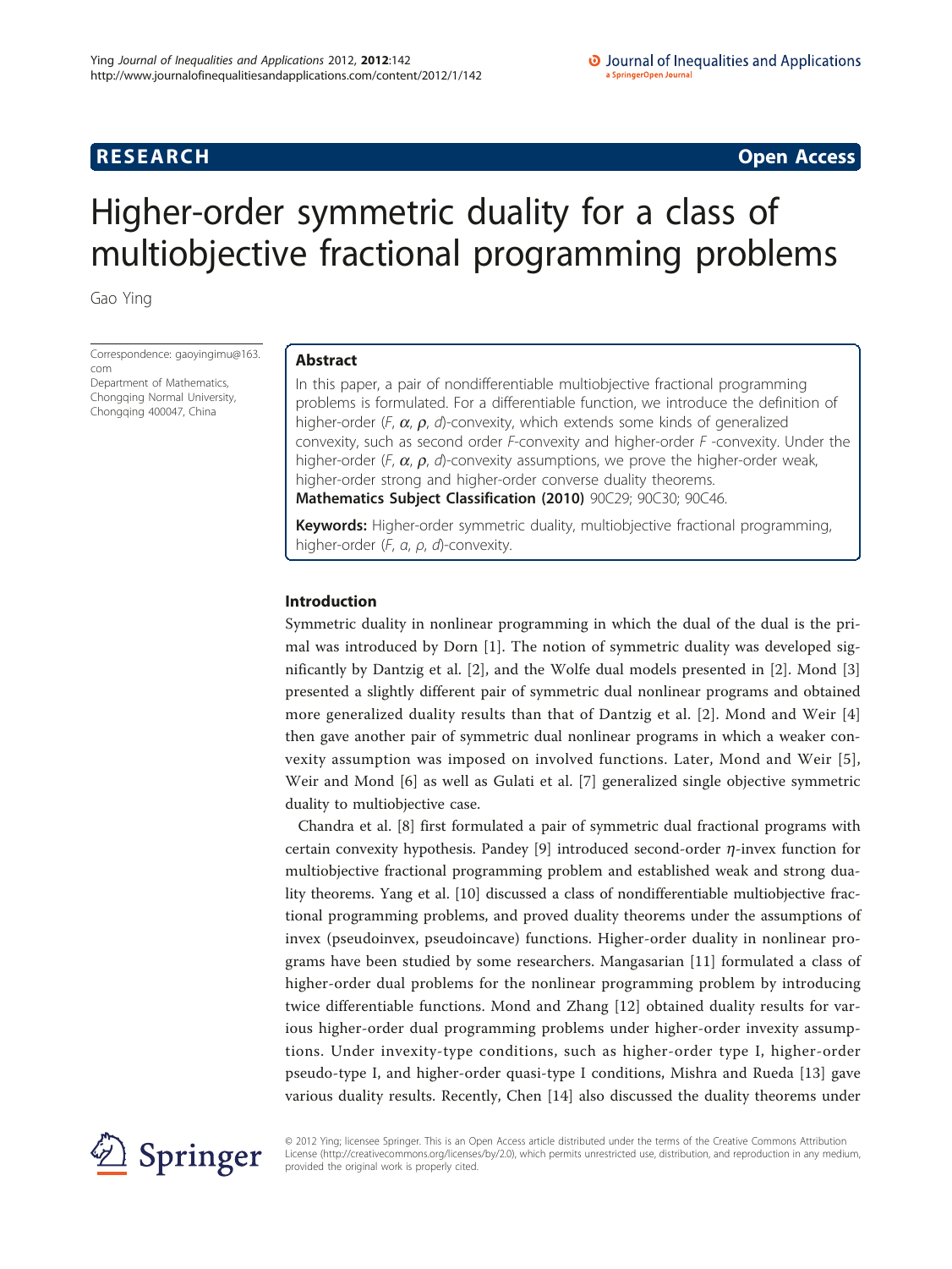# RESEARCH Open Access

# Higher-order symmetric duality for a class of multiobjective fractional programming problems

Gao Ying

Correspondence: gaoyingimu@163.com
Department of Mathematics, Chongqing Normal University, Chongqing 400047, China

## Abstract

In this paper, a pair of nondifferentiable multiobjective fractional programming problems is formulated. For a differentiable function, we introduce the definition of higher-order ($F$, $\alpha$, $\rho$, $d$)-convexity, which extends some kinds of generalized convexity, such as second order $F$-convexity and higher-order $F$ -convexity. Under the higher-order ($F$, $\alpha$, $\rho$, $d$)-convexity assumptions, we prove the higher-order weak, higher-order strong and higher-order converse duality theorems.

**Mathematics Subject Classification (2010)** 90C29; 90C30; 90C46.

**Keywords:** Higher-order symmetric duality, multiobjective fractional programming, higher-order ($F$, $\alpha$, $\rho$, $d$)-convexity.

## Introduction

Symmetric duality in nonlinear programming in which the dual of the dual is the primal was introduced by Dorn [1]. The notion of symmetric duality was developed significantly by Dantzig et al. [2], and the Wolfe dual models presented in [2]. Mond [3] presented a slightly different pair of symmetric dual nonlinear programs and obtained more generalized duality results than that of Dantzig et al. [2]. Mond and Weir [4] then gave another pair of symmetric dual nonlinear programs in which a weaker convexity assumption was imposed on involved functions. Later, Mond and Weir [5], Weir and Mond [6] as well as Gulati et al. [7] generalized single objective symmetric duality to multiobjective case.

Chandra et al. [8] first formulated a pair of symmetric dual fractional programs with certain convexity hypothesis. Pandey [9] introduced second-order $\eta$-invex function for multiobjective fractional programming problem and established weak and strong duality theorems. Yang et al. [10] discussed a class of nondifferentiable multiobjective fractional programming problems, and proved duality theorems under the assumptions of invex (pseudoinvex, pseudoincave) functions. Higher-order duality in nonlinear programs have been studied by some researchers. Mangasarian [11] formulated a class of higher-order dual problems for the nonlinear programming problem by introducing twice differentiable functions. Mond and Zhang [12] obtained duality results for various higher-order dual programming problems under higher-order invexity assumptions. Under invexity-type conditions, such as higher-order type I, higher-order pseudo-type I, and higher-order quasi-type I conditions, Mishra and Rueda [13] gave various duality results. Recently, Chen [14] also discussed the duality theorems under

© 2012 Ying; licensee Springer. This is an Open Access article distributed under the terms of the Creative Commons Attribution License (http://creativecommons.org/licenses/by/2.0), which permits unrestricted use, distribution, and reproduction in any medium, provided the original work is properly cited.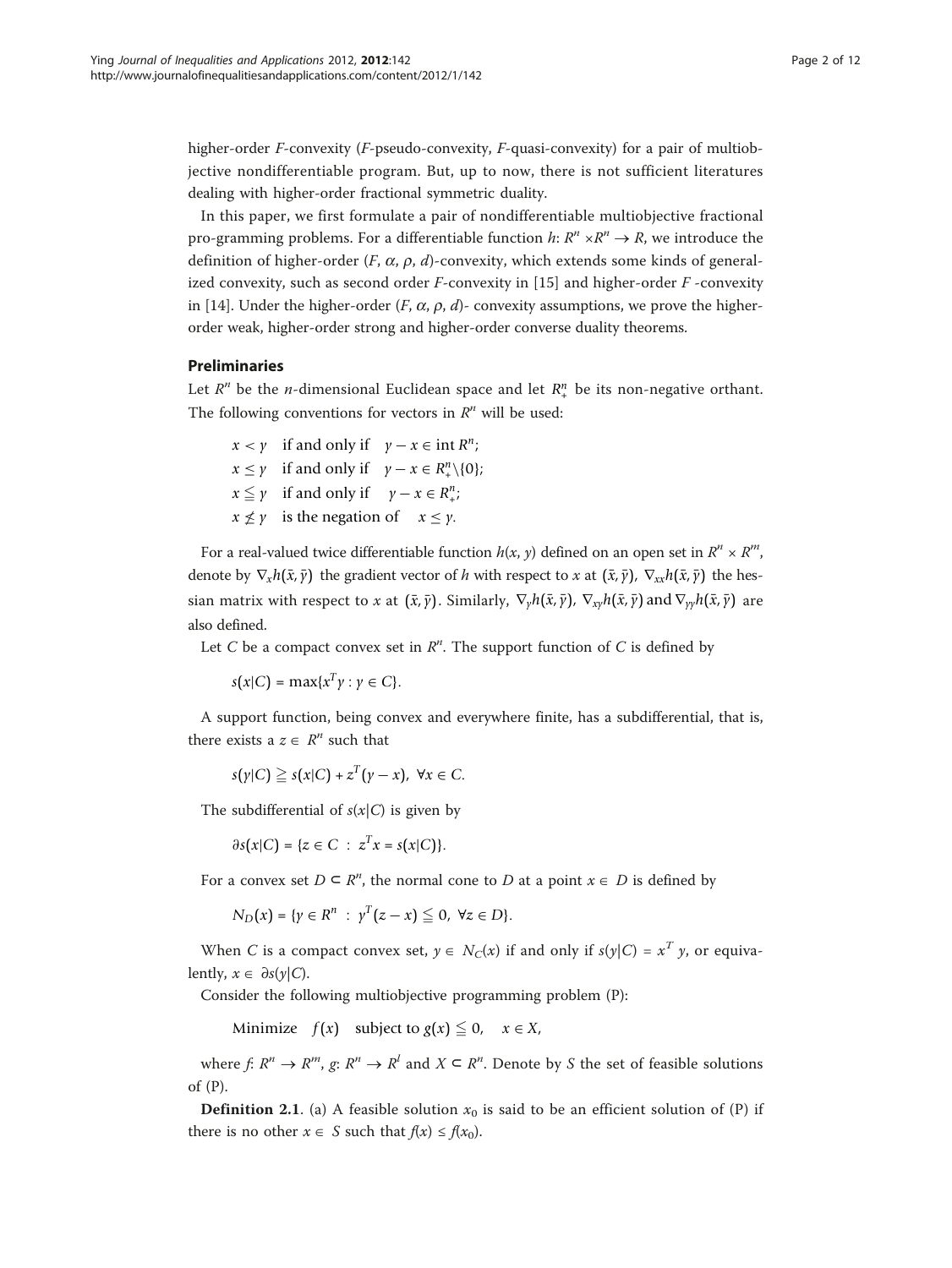higher-order $F$-convexity ($F$-pseudo-convexity, $F$-quasi-convexity) for a pair of multiobjective nondifferentiable program. But, up to now, there is not sufficient literatures dealing with higher-order fractional symmetric duality.

In this paper, we first formulate a pair of nondifferentiable multiobjective fractional pro-gramming problems. For a differentiable function $h$: $R^n \times R^n \to R$, we introduce the definition of higher-order ($F$, $\alpha$, $\rho$, $d$)-convexity, which extends some kinds of generalized convexity, such as second order $F$-convexity in [15] and higher-order $F$ -convexity in [14]. Under the higher-order ($F$, $\alpha$, $\rho$, $d$)- convexity assumptions, we prove the higher-order weak, higher-order strong and higher-order converse duality theorems.

## Preliminaries

Let $R^n$ be the $n$-dimensional Euclidean space and let $R^n_+$ be its non-negative orthant. The following conventions for vectors in $R^n$ will be used:

$x < y$ if and only if $y - x \in \text{int } R^n$;

$x \leq y$ if and only if $y - x \in R^n_+ \backslash \{0\}$;

$x \leqq y$ if and only if $y - x \in R^n_+$;

$x \not\leq y$ is the negation of $x \leq y$.

For a real-valued twice differentiable function $h(x, y)$ defined on an open set in $R^n \times R^m$, denote by $\nabla_x h(\bar{x}, \bar{y})$ the gradient vector of $h$ with respect to $x$ at $(\bar{x}, \bar{y})$, $\nabla_{xx} h(\bar{x}, \bar{y})$ the hessian matrix with respect to $x$ at $(\bar{x}, \bar{y})$. Similarly, $\nabla_y h(\bar{x}, \bar{y})$, $\nabla_{xy} h(\bar{x}, \bar{y})$ and $\nabla_{yy} h(\bar{x}, \bar{y})$ are also defined.

Let $C$ be a compact convex set in $R^n$. The support function of $C$ is defined by

$$s(x|C) = \max\{x^T y : y \in C\}.$$

A support function, being convex and everywhere finite, has a subdifferential, that is, there exists a $z \in R^n$ such that

$$s(y|C) \geqq s(x|C) + z^T(y - x), \ \forall x \in C.$$

The subdifferential of $s(x|C)$ is given by

$$\partial s(x|C) = \{z \in C \ : \ z^T x = s(x|C)\}.$$

For a convex set $D \subset R^n$, the normal cone to $D$ at a point $x \in D$ is defined by

$$N_D(x) = \{y \in R^n \ : \ y^T(z - x) \leqq 0, \ \forall z \in D\}.$$

When $C$ is a compact convex set, $y \in N_C(x)$ if and only if $s(y|C) = x^T y$, or equivalently, $x \in \partial s(y|C)$.

Consider the following multiobjective programming problem (P):

$$\text{Minimize} \quad f(x) \quad \text{subject to } g(x) \leqq 0, \quad x \in X,$$

where $f$: $R^n \to R^m$, $g$: $R^n \to R^l$ and $X \subset R^n$. Denote by $S$ the set of feasible solutions of (P).

**Definition 2.1**. (a) A feasible solution $x_0$ is said to be an efficient solution of (P) if there is no other $x \in S$ such that $f(x) \leq f(x_0)$.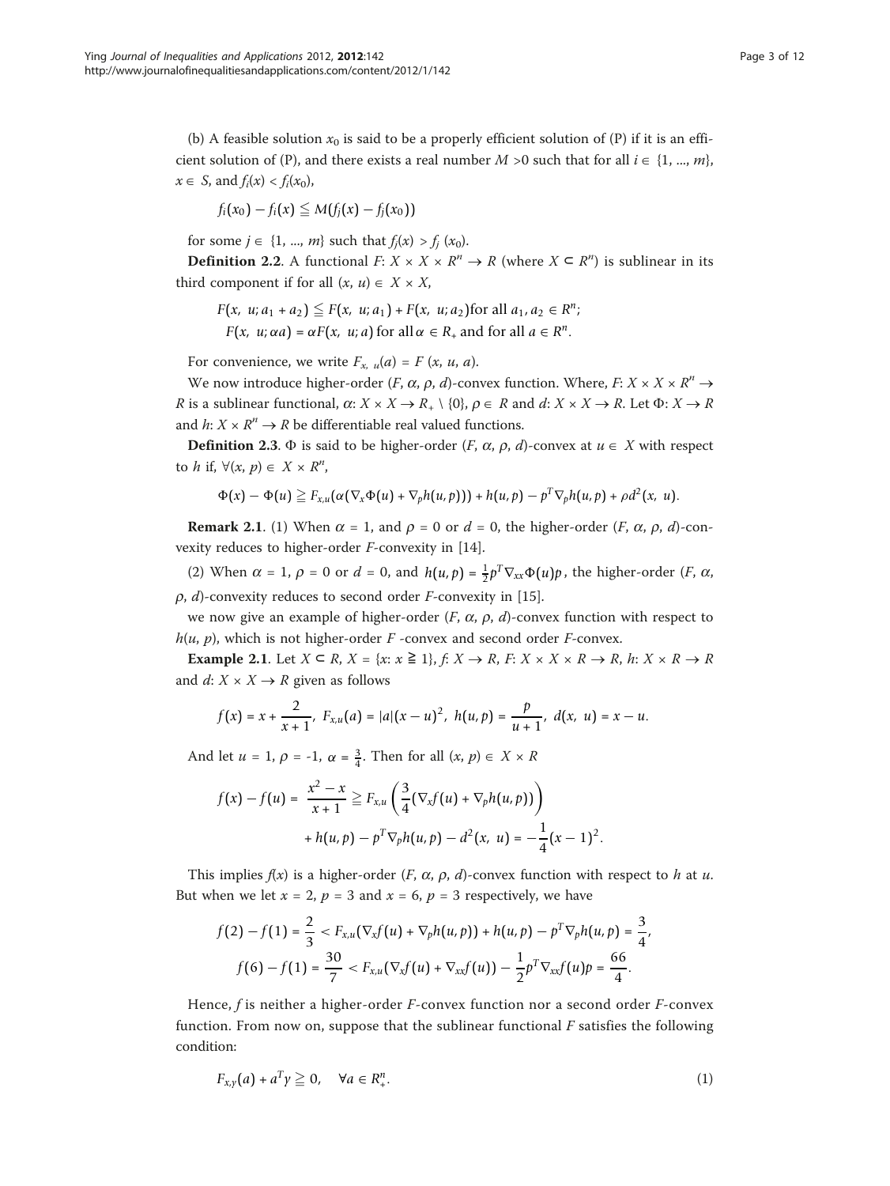(b) A feasible solution $x_0$ is said to be a properly efficient solution of (P) if it is an efficient solution of (P), and there exists a real number $M > 0$ such that for all $i \in \{1, ..., m\}$, $x \in S$, and $f_i(x) < f_i(x_0)$,

$$f_i(x_0) - f_i(x) \leqq M(f_j(x) - f_j(x_0))$$

for some $j \in \{1, ..., m\}$ such that $f_j(x) > f_j(x_0)$.

**Definition 2.2**. A functional $F: X \times X \times R^n \to R$ (where $X \subset R^n$) is sublinear in its third component if for all $(x, u) \in X \times X$,

$$F(x, u; a_1 + a_2) \leqq F(x, u; a_1) + F(x, u; a_2) \text{for all } a_1, a_2 \in R^n;$$
$$F(x, u; \alpha a) = \alpha F(x, u; a) \text{ for all } \alpha \in R_+ \text{ and for all } a \in R^n.$$

For convenience, we write $F_{x, u}(a) = F(x, u, a)$.

We now introduce higher-order $(F, \alpha, \rho, d)$-convex function. Where, $F: X \times X \times R^n \to R$ is a sublinear functional, $\alpha: X \times X \to R_+ \setminus \{0\}$, $\rho \in R$ and $d: X \times X \to R$. Let $\Phi: X \to R$ and $h: X \times R^n \to R$ be differentiable real valued functions.

**Definition 2.3**. $\Phi$ is said to be higher-order $(F, \alpha, \rho, d)$-convex at $u \in X$ with respect to $h$ if, $\forall (x, p) \in X \times R^n$,

$$\Phi(x) - \Phi(u) \geqq F_{x,u}(\alpha(\nabla_x \Phi(u) + \nabla_p h(u, p))) + h(u, p) - p^T \nabla_p h(u, p) + \rho d^2(x, u).$$

**Remark 2.1**. (1) When $\alpha = 1$, and $\rho = 0$ or $d = 0$, the higher-order $(F, \alpha, \rho, d)$-convexity reduces to higher-order $F$-convexity in [14].

(2) When $\alpha = 1$, $\rho = 0$ or $d = 0$, and $h(u, p) = \frac{1}{2} p^T \nabla_{xx} \Phi(u) p$, the higher-order $(F, \alpha, \rho, d)$-convexity reduces to second order $F$-convexity in [15].

we now give an example of higher-order $(F, \alpha, \rho, d)$-convex function with respect to $h(u, p)$, which is not higher-order $F$ -convex and second order $F$-convex.

**Example 2.1**. Let $X \subset R$, $X = \{x: x \geqq 1\}$, $f: X \to R$, $F: X \times X \times R \to R$, $h: X \times R \to R$ and $d: X \times X \to R$ given as follows

$$f(x) = x + \frac{2}{x+1}, \; F_{x,u}(a) = |a|(x-u)^2, \; h(u, p) = \frac{p}{u+1}, \; d(x, u) = x - u.$$

And let $u = 1$, $\rho = -1$, $\alpha = \frac{3}{4}$. Then for all $(x, p) \in X \times R$

$$f(x) - f(u) = \frac{x^2 - x}{x+1} \geqq F_{x,u}\left(\frac{3}{4}(\nabla_x f(u) + \nabla_p h(u, p))\right) + h(u, p) - p^T \nabla_p h(u, p) - d^2(x, u) = -\frac{1}{4}(x-1)^2.$$

This implies $f(x)$ is a higher-order $(F, \alpha, \rho, d)$-convex function with respect to $h$ at $u$. But when we let $x = 2$, $p = 3$ and $x = 6$, $p = 3$ respectively, we have

$$f(2) - f(1) = \frac{2}{3} < F_{x,u}(\nabla_x f(u) + \nabla_p h(u, p)) + h(u, p) - p^T \nabla_p h(u, p) = \frac{3}{4},$$
$$f(6) - f(1) = \frac{30}{7} < F_{x,u}(\nabla_x f(u) + \nabla_{xx} f(u)) - \frac{1}{2} p^T \nabla_{xx} f(u) p = \frac{66}{4}.$$

Hence, $f$ is neither a higher-order $F$-convex function nor a second order $F$-convex function. From now on, suppose that the sublinear functional $F$ satisfies the following condition:

$$F_{x,y}(a) + a^T y \geqq 0, \quad \forall a \in R_+^n. \tag{1}$$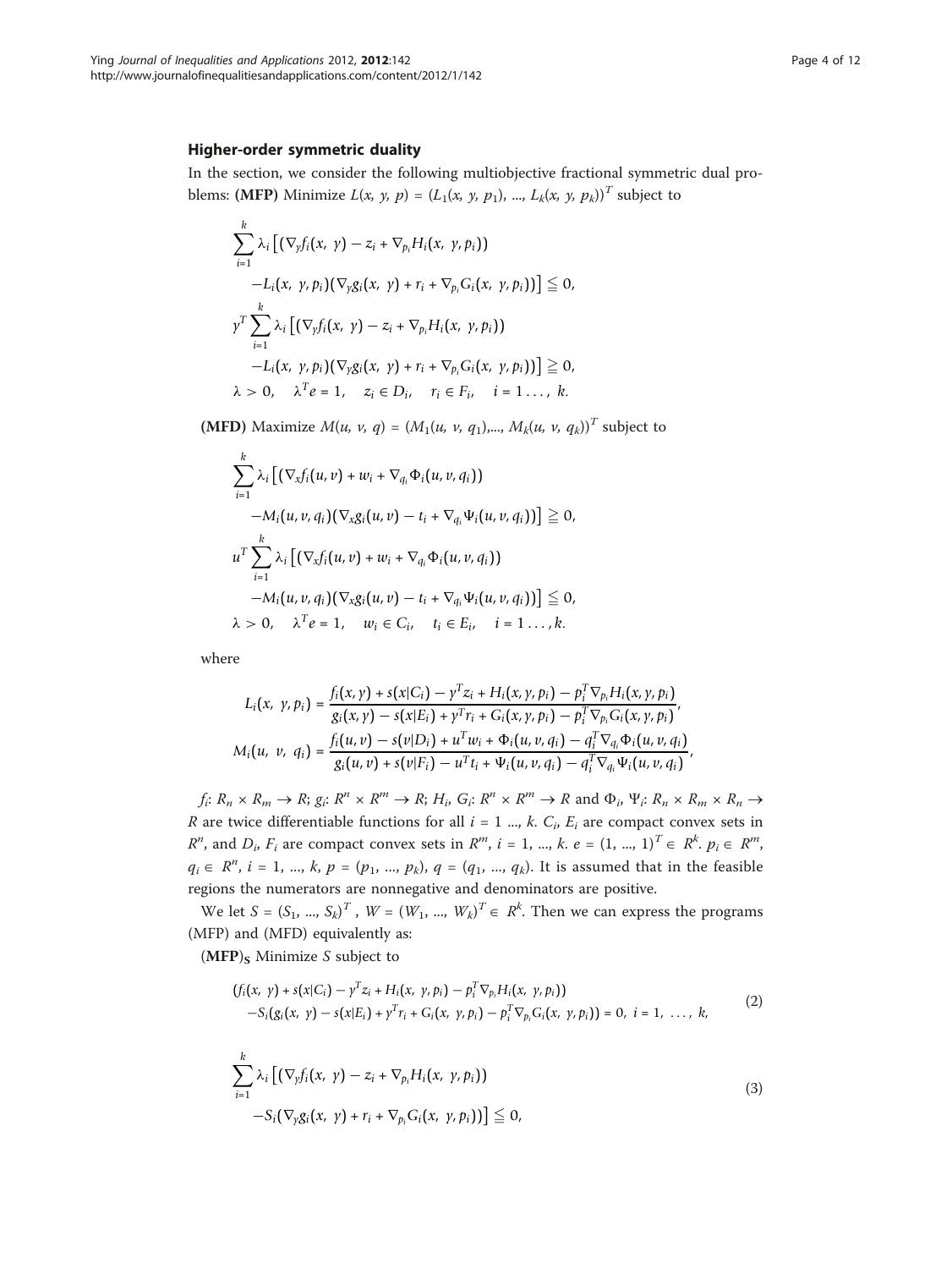### Higher-order symmetric duality

In the section, we consider the following multiobjective fractional symmetric dual problems: **(MFP)** Minimize $L(x, y, p) = (L_1(x, y, p_1), \ldots, L_k(x, y, p_k))^T$ subject to

$$
\begin{aligned}
&\sum_{i=1}^{k} \lambda_i \big[ (\nabla_y f_i(x, y) - z_i + \nabla_{p_i} H_i(x, y, p_i)) \\
&\quad - L_i(x, y, p_i)(\nabla_y g_i(x, y) + r_i + \nabla_{p_i} G_i(x, y, p_i)) \big] \leqq 0, \\
&y^T \sum_{i=1}^{k} \lambda_i \big[ (\nabla_y f_i(x, y) - z_i + \nabla_{p_i} H_i(x, y, p_i)) \\
&\quad - L_i(x, y, p_i)(\nabla_y g_i(x, y) + r_i + \nabla_{p_i} G_i(x, y, p_i)) \big] \geqq 0, \\
&\lambda > 0, \quad \lambda^T e = 1, \quad z_i \in D_i, \quad r_i \in F_i, \quad i = 1 \ldots, k.
\end{aligned}
$$

**(MFD)** Maximize $M(u, v, q) = (M_1(u, v, q_1), \ldots, M_k(u, v, q_k))^T$ subject to

$$
\begin{aligned}
&\sum_{i=1}^{k} \lambda_i \big[ (\nabla_x f_i(u, v) + w_i + \nabla_{q_i} \Phi_i(u, v, q_i)) \\
&\quad - M_i(u, v, q_i)(\nabla_x g_i(u, v) - t_i + \nabla_{q_i} \Psi_i(u, v, q_i)) \big] \geqq 0, \\
&u^T \sum_{i=1}^{k} \lambda_i \big[ (\nabla_x f_i(u, v) + w_i + \nabla_{q_i} \Phi_i(u, v, q_i)) \\
&\quad - M_i(u, v, q_i)(\nabla_x g_i(u, v) - t_i + \nabla_{q_i} \Psi_i(u, v, q_i)) \big] \leqq 0, \\
&\lambda > 0, \quad \lambda^T e = 1, \quad w_i \in C_i, \quad t_i \in E_i, \quad i = 1 \ldots, k.
\end{aligned}
$$

where

$$
L_i(x, y, p_i) = \frac{f_i(x, y) + s(x|C_i) - y^T z_i + H_i(x, y, p_i) - p_i^T \nabla_{p_i} H_i(x, y, p_i)}{g_i(x, y) - s(x|E_i) + y^T r_i + G_i(x, y, p_i) - p_i^T \nabla_{p_i} G_i(x, y, p_i)},
$$

$$
M_i(u, v, q_i) = \frac{f_i(u, v) - s(v|D_i) + u^T w_i + \Phi_i(u, v, q_i) - q_i^T \nabla_{q_i} \Phi_i(u, v, q_i)}{g_i(u, v) + s(v|F_i) - u^T t_i + \Psi_i(u, v, q_i) - q_i^T \nabla_{q_i} \Psi_i(u, v, q_i)},
$$

$f_i$: $R_n \times R_m \to R$; $g_i$: $R^n \times R^m \to R$; $H_i$, $G_i$: $R^n \times R^m \to R$ and $\Phi_i$, $\Psi_i$: $R_n \times R_m \times R_n \to R$ are twice differentiable functions for all $i = 1 \ldots, k$. $C_i$, $E_i$ are compact convex sets in $R^n$, and $D_i$, $F_i$ are compact convex sets in $R^m$, $i = 1, \ldots, k$. $e = (1, \ldots, 1)^T \in R^k$. $p_i \in R^m$, $q_i \in R^n$, $i = 1, \ldots, k$, $p = (p_1, \ldots, p_k)$, $q = (q_1, \ldots, q_k)$. It is assumed that in the feasible regions the numerators are nonnegative and denominators are positive.

We let $S = (S_1, \ldots, S_k)^T$ , $W = (W_1, \ldots, W_k)^T \in R^k$. Then we can express the programs (MFP) and (MFD) equivalently as:

**$(\mathbf{MFP})_\mathbf{S}$** Minimize $S$ subject to

$$
\begin{aligned}
&(f_i(x, y) + s(x|C_i) - y^T z_i + H_i(x, y, p_i) - p_i^T \nabla_{p_i} H_i(x, y, p_i)) \\
&- S_i(g_i(x, y) - s(x|E_i) + y^T r_i + G_i(x, y, p_i) - p_i^T \nabla_{p_i} G_i(x, y, p_i)) = 0, \; i = 1, \ldots, k,
\end{aligned}
\tag{2}
$$

$$
\begin{aligned}
&\sum_{i=1}^{k} \lambda_i \big[ (\nabla_y f_i(x, y) - z_i + \nabla_{p_i} H_i(x, y, p_i)) \\
&- S_i(\nabla_y g_i(x, y) + r_i + \nabla_{p_i} G_i(x, y, p_i)) \big] \leqq 0,
\end{aligned}
\tag{3}
$$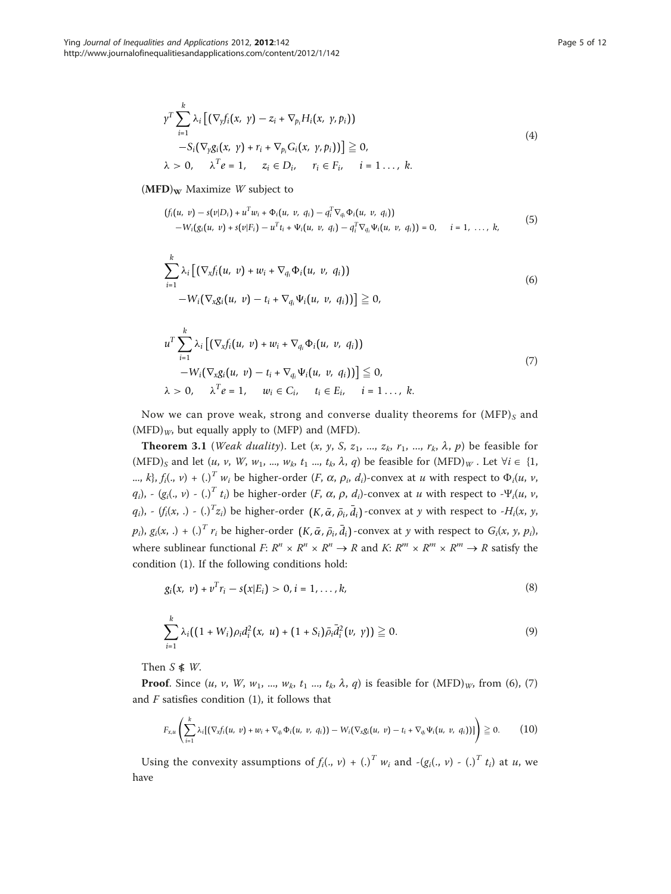$$
\begin{aligned}
&y^T \sum_{i=1}^{k} \lambda_i \big[ (\nabla_y f_i(x,\ y) - z_i + \nabla_{p_i} H_i(x,\ y, p_i)) \\
&\quad - S_i(\nabla_y g_i(x,\ y) + r_i + \nabla_{p_i} G_i(x,\ y, p_i)) \big] \geqq 0, \\
&\lambda > 0, \quad \lambda^T e = 1, \quad z_i \in D_i, \quad r_i \in F_i, \quad i = 1 \ldots,\ k.
\end{aligned}
\tag{4}
$$

$(\mathbf{MFD})_{\mathbf{W}}$ Maximize $W$ subject to

$$
\begin{aligned}
&(f_i(u,\ v) - s(v|D_i) + u^T w_i + \Phi_i(u,\ v,\ q_i) - q_i^T \nabla_{q_i} \Phi_i(u,\ v,\ q_i)) \\
&-W_i(g_i(u,\ v) + s(v|F_i) - u^T t_i + \Psi_i(u,\ v,\ q_i) - q_i^T \nabla_{q_i} \Psi_i(u,\ v,\ q_i)) = 0, \quad i = 1,\ \ldots,\ k,
\end{aligned}
\tag{5}
$$

$$
\begin{aligned}
&\sum_{i=1}^{k} \lambda_i \big[ (\nabla_x f_i(u,\ v) + w_i + \nabla_{q_i} \Phi_i(u,\ v,\ q_i)) \\
&\quad - W_i(\nabla_x g_i(u,\ v) - t_i + \nabla_{q_i} \Psi_i(u,\ v,\ q_i)) \big] \geqq 0,
\end{aligned}
\tag{6}
$$

$$
\begin{aligned}
&u^T \sum_{i=1}^{k} \lambda_i \big[ (\nabla_x f_i(u,\ v) + w_i + \nabla_{q_i} \Phi_i(u,\ v,\ q_i)) \\
&\quad - W_i(\nabla_x g_i(u,\ v) - t_i + \nabla_{q_i} \Psi_i(u,\ v,\ q_i)) \big] \leqq 0, \\
&\lambda > 0, \quad \lambda^T e = 1, \quad w_i \in C_i, \quad t_i \in E_i, \quad i = 1 \ldots,\ k.
\end{aligned}
\tag{7}
$$

Now we can prove weak, strong and converse duality theorems for $(\text{MFP})_S$ and $(\text{MFD})_W$, but equally apply to (MFP) and (MFD).

**Theorem 3.1** (*Weak duality*). Let $(x, y, S, z_1, \ldots, z_k, r_1, \ldots, r_k, \lambda, p)$ be feasible for $(\text{MFD})_S$ and let $(u, v, W, w_1, \ldots, w_k, t_1 \ldots, t_k, \lambda, q)$ be feasible for $(\text{MFD})_W$. Let $\forall i \in \{1, \ldots, k\}$, $f_i(., v) + (.)^T w_i$ be higher-order $(F, \alpha, \rho_i, d_i)$-convex at $u$ with respect to $\Phi_i(u, v, q_i)$, $-(g_i(., v) - (.)^T t_i)$ be higher-order $(F, \alpha, \rho, d_i)$-convex at $u$ with respect to $-\Psi_i(u, v, q_i)$, $-(f_i(x, .) - (.)^T z_i)$ be higher-order $(K, \bar{\alpha}, \bar{\rho}_i, \bar{d}_i)$-convex at $y$ with respect to $-H_i(x, y, p_i)$, $g_i(x, .) + (.)^T r_i$ be higher-order $(K, \bar{\alpha}, \bar{\rho}_i, \bar{d}_i)$-convex at $y$ with respect to $G_i(x, y, p_i)$, where sublinear functional $F$: $R^n \times R^n \times R^n \to R$ and $K$: $R^m \times R^m \times R^m \to R$ satisfy the condition (1). If the following conditions hold:

$$
g_i(x,\ v) + v^T r_i - s(x|E_i) > 0, i = 1, \ldots, k,
\tag{8}
$$

$$
\sum_{i=1}^{k} \lambda_i ((1 + W_i) \rho_i d_i^2(x,\ u) + (1 + S_i) \bar{\rho}_i \bar{d}_i^2(v,\ y)) \geqq 0.
\tag{9}
$$

Then $S \nleq W$.

**Proof**. Since $(u, v, W, w_1, \ldots, w_k, t_1 \ldots, t_k, \lambda, q)$ is feasible for $(\text{MFD})_W$, from (6), (7) and $F$ satisfies condition (1), it follows that

$$
F_{x,u}\left( \sum_{i=1}^{k} \lambda_i [(\nabla_x f_i(u,\ v) + w_i + \nabla_{q_i} \Phi_i(u,\ v,\ q_i)) - W_i(\nabla_x g_i(u,\ v) - t_i + \nabla_{q_i} \Psi_i(u,\ v,\ q_i))] \right) \geqq 0.
\tag{10}
$$

Using the convexity assumptions of $f_i(., v) + (.)^T w_i$ and $-(g_i(., v) - (.)^T t_i)$ at $u$, we have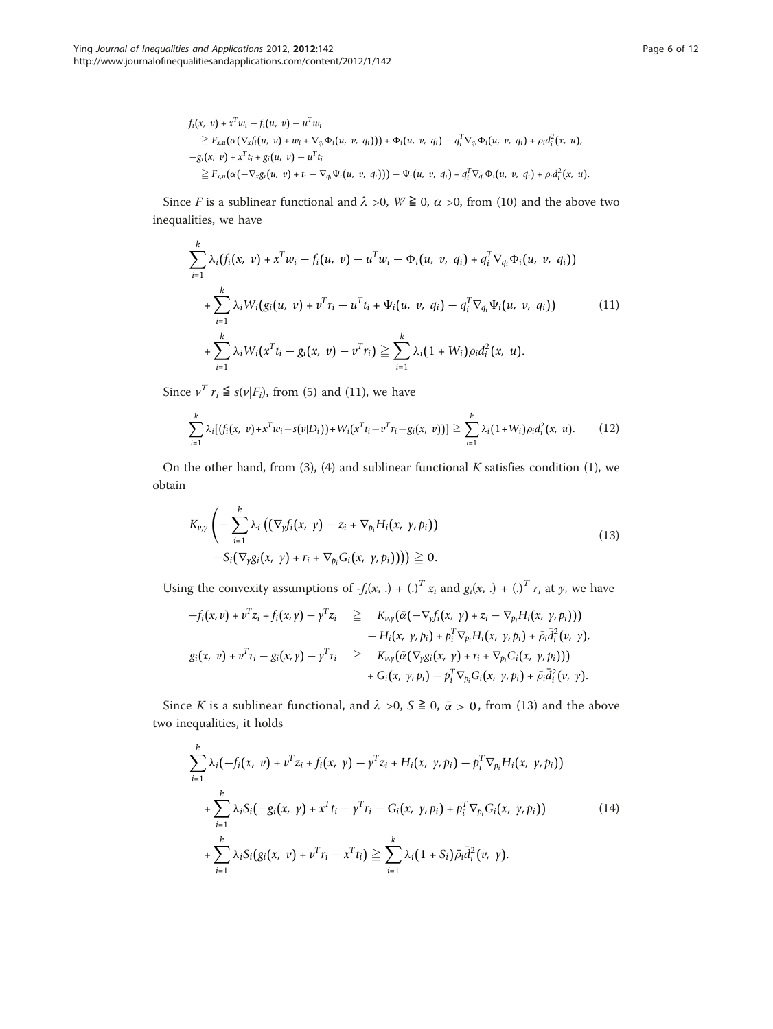$$
\begin{aligned}
&f_i(x,\ v) + x^T w_i - f_i(u,\ v) - u^T w_i \\
&\quad \geqq F_{x,u}(\alpha(\nabla_x f_i(u,\ v) + w_i + \nabla_{q_i}\Phi_i(u,\ v,\ q_i))) + \Phi_i(u,\ v,\ q_i) - q_i^T \nabla_{q_i}\Phi_i(u,\ v,\ q_i) + \rho_i d_i^2(x,\ u), \\
&-g_i(x,\ v) + x^T t_i + g_i(u,\ v) - u^T t_i \\
&\quad \geqq F_{x,u}(\alpha(-\nabla_x g_i(u,\ v) + t_i - \nabla_{q_i}\Psi_i(u,\ v,\ q_i))) - \Psi_i(u,\ v,\ q_i) + q_i^T \nabla_{q_i}\Phi_i(u,\ v,\ q_i) + \rho_i d_i^2(x,\ u).
\end{aligned}
$$

Since $F$ is a sublinear functional and $\lambda > 0$, $W \geqq 0$, $\alpha > 0$, from (10) and the above two inequalities, we have

$$
\begin{aligned}
&\sum_{i=1}^{k} \lambda_i (f_i(x,\ v) + x^T w_i - f_i(u,\ v) - u^T w_i - \Phi_i(u,\ v,\ q_i) + q_i^T \nabla_{q_i}\Phi_i(u,\ v,\ q_i)) \\
&\quad + \sum_{i=1}^{k} \lambda_i W_i (g_i(u,\ v) + v^T r_i - u^T t_i + \Psi_i(u,\ v,\ q_i) - q_i^T \nabla_{q_i}\Psi_i(u,\ v,\ q_i)) \\
&\quad + \sum_{i=1}^{k} \lambda_i W_i (x^T t_i - g_i(x,\ v) - v^T r_i) \geqq \sum_{i=1}^{k} \lambda_i (1 + W_i)\rho_i d_i^2(x,\ u).
\end{aligned}
\tag{11}
$$

Since $v^T r_i \leqq s(v|F_i)$, from (5) and (11), we have

$$
\sum_{i=1}^{k} \lambda_i [(f_i(x,\ v) + x^T w_i - s(v|D_i)) + W_i(x^T t_i - v^T r_i - g_i(x,\ v))] \geqq \sum_{i=1}^{k} \lambda_i (1 + W_i)\rho_i d_i^2(x,\ u). \tag{12}
$$

On the other hand, from (3), (4) and sublinear functional $K$ satisfies condition (1), we obtain

$$
\begin{aligned}
&K_{v,y}\left(-\sum_{i=1}^{k} \lambda_i \left((\nabla_y f_i(x,\ y) - z_i + \nabla_{p_i} H_i(x,\ y, p_i))\right.\right. \\
&\quad \left.\left. - S_i(\nabla_y g_i(x,\ y) + r_i + \nabla_{p_i} G_i(x,\ y, p_i))\right)\right) \geqq 0.
\end{aligned}
\tag{13}
$$

Using the convexity assumptions of $-f_i(x, .) + (.)^T z_i$ and $g_i(x, .) + (.)^T r_i$ at $y$, we have

$$
\begin{aligned}
-f_i(x, v) + v^T z_i + f_i(x, y) - y^T z_i \quad &\geqq \quad K_{v,y}(\bar{\alpha}(-\nabla_y f_i(x,\ y) + z_i - \nabla_{p_i} H_i(x,\ y, p_i))) \\
&\qquad - H_i(x,\ y, p_i) + p_i^T \nabla_{p_i} H_i(x,\ y, p_i) + \bar{\rho}_i \bar{d}_i^2(v,\ y), \\
g_i(x,\ v) + v^T r_i - g_i(x, y) - y^T r_i \quad &\geqq \quad K_{v,y}(\bar{\alpha}(\nabla_y g_i(x,\ y) + r_i + \nabla_{p_i} G_i(x,\ y, p_i))) \\
&\qquad + G_i(x,\ y, p_i) - p_i^T \nabla_{p_i} G_i(x,\ y, p_i) + \bar{\rho}_i \bar{d}_i^2(v,\ y).
\end{aligned}
$$

Since $K$ is a sublinear functional, and $\lambda > 0$, $S \geqq 0$, $\bar{\alpha} > 0$, from (13) and the above two inequalities, it holds

$$
\begin{aligned}
&\sum_{i=1}^{k} \lambda_i (-f_i(x,\ v) + v^T z_i + f_i(x,\ y) - y^T z_i + H_i(x,\ y, p_i) - p_i^T \nabla_{p_i} H_i(x,\ y, p_i)) \\
&\quad + \sum_{i=1}^{k} \lambda_i S_i (-g_i(x,\ y) + x^T t_i - y^T r_i - G_i(x,\ y, p_i) + p_i^T \nabla_{p_i} G_i(x,\ y, p_i)) \\
&\quad + \sum_{i=1}^{k} \lambda_i S_i (g_i(x,\ v) + v^T r_i - x^T t_i) \geqq \sum_{i=1}^{k} \lambda_i (1 + S_i)\bar{\rho}_i \bar{d}_i^2(v,\ y).
\end{aligned}
\tag{14}
$$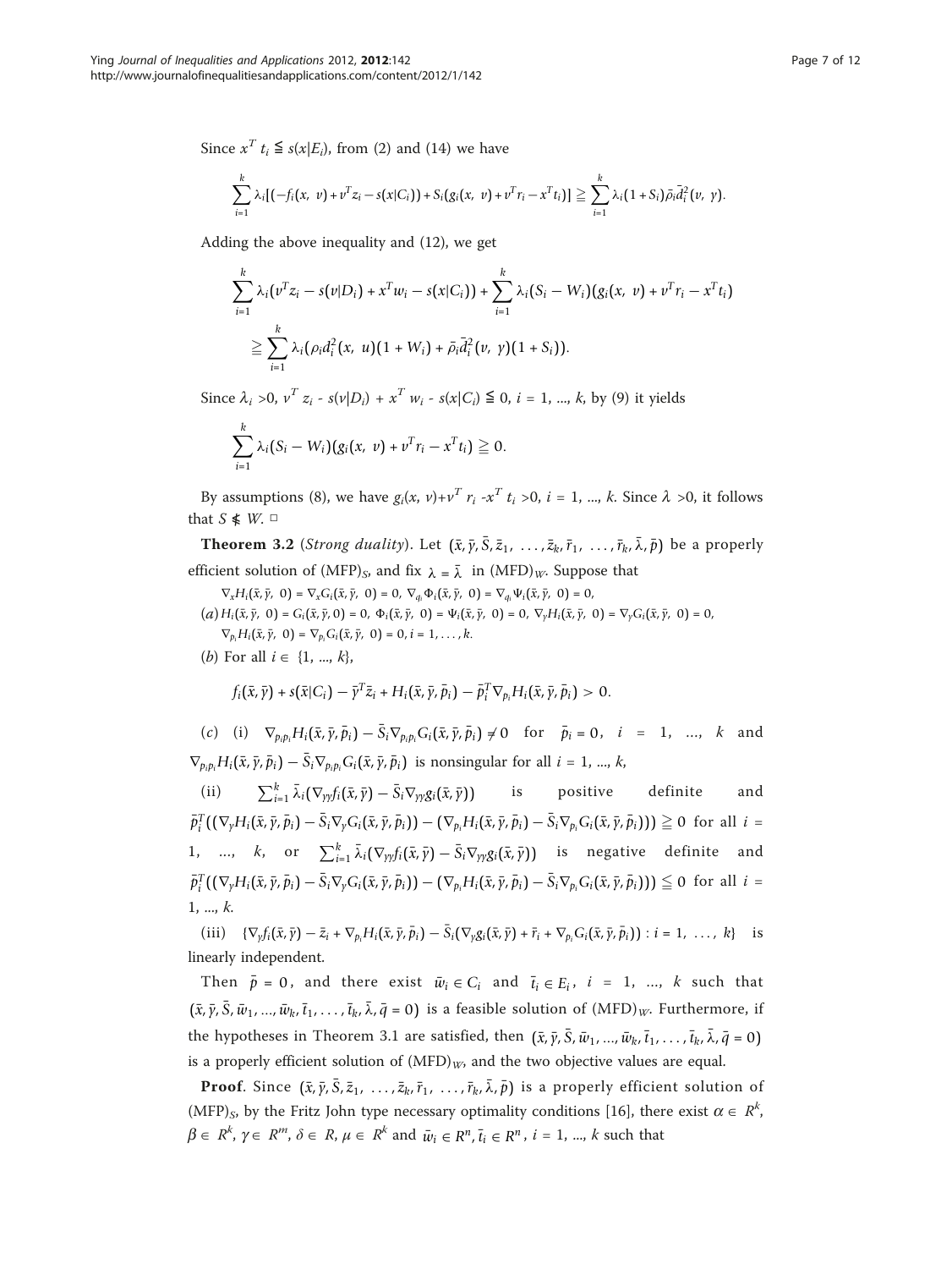Since $x^T t_i \leqq s(x|E_i)$, from (2) and (14) we have

$$\sum_{i=1}^{k} \lambda_i[(-f_i(x,\ v) + v^T z_i - s(x|C_i)) + S_i(g_i(x,\ v) + v^T r_i - x^T t_i)] \geqq \sum_{i=1}^{k} \lambda_i(1 + S_i)\bar{\rho}_i \bar{d}_i^2(v,\ y).$$

Adding the above inequality and (12), we get

$$\sum_{i=1}^{k} \lambda_i(v^T z_i - s(v|D_i) + x^T w_i - s(x|C_i)) + \sum_{i=1}^{k} \lambda_i(S_i - W_i)(g_i(x,\ v) + v^T r_i - x^T t_i)$$
$$\geqq \sum_{i=1}^{k} \lambda_i(\rho_i d_i^2(x,\ u)(1 + W_i) + \bar{\rho}_i \bar{d}_i^2(v,\ y)(1 + S_i)).$$

Since $\lambda_i > 0$, $v^T z_i - s(v|D_i) + x^T w_i - s(x|C_i) \leqq 0$, $i = 1, ..., k$, by (9) it yields

$$\sum_{i=1}^{k} \lambda_i(S_i - W_i)(g_i(x,\ v) + v^T r_i - x^T t_i) \geqq 0.$$

By assumptions (8), we have $g_i(x,\ v) + v^T r_i - x^T t_i > 0$, $i = 1, ..., k$. Since $\lambda > 0$, it follows that $S \nleq W$. □

**Theorem 3.2** (*Strong duality*). Let $(\bar{x}, \bar{y}, \bar{S}, \bar{z}_1, \ldots, \bar{z}_k, \bar{r}_1, \ldots, \bar{r}_k, \bar{\lambda}, \bar{p})$ be a properly efficient solution of $(\text{MFP})_S$, and fix $\lambda = \bar{\lambda}$ in $(\text{MFD})_W$. Suppose that

(*a*) $\nabla_x H_i(\bar{x}, \bar{y},\ 0) = \nabla_x G_i(\bar{x}, \bar{y},\ 0) = 0$, $\nabla_{q_i} \Phi_i(\bar{x}, \bar{y},\ 0) = \nabla_{q_i} \Psi_i(\bar{x}, \bar{y},\ 0) = 0$, $H_i(\bar{x}, \bar{y},\ 0) = G_i(\bar{x}, \bar{y}, 0) = 0$, $\Phi_i(\bar{x}, \bar{y},\ 0) = \Psi_i(\bar{x}, \bar{y},\ 0) = 0$, $\nabla_y H_i(\bar{x}, \bar{y},\ 0) = \nabla_y G_i(\bar{x}, \bar{y},\ 0) = 0$, $\nabla_{p_i} H_i(\bar{x}, \bar{y},\ 0) = \nabla_{p_i} G_i(\bar{x}, \bar{y},\ 0) = 0, i = 1, \ldots, k$.

(*b*) For all $i \in \{1, ..., k\}$,

$$f_i(\bar{x}, \bar{y}) + s(\bar{x}|C_i) - \bar{y}^T \bar{z}_i + H_i(\bar{x}, \bar{y}, \bar{p}_i) - \bar{p}_i^T \nabla_{p_i} H_i(\bar{x}, \bar{y}, \bar{p}_i) > 0.$$

(*c*) (i) $\nabla_{p_i p_i} H_i(\bar{x}, \bar{y}, \bar{p}_i) - \bar{S}_i \nabla_{p_i p_i} G_i(\bar{x}, \bar{y}, \bar{p}_i) \neq 0$ for $\bar{p}_i = 0$, $i = 1, ..., k$ and $\nabla_{p_i p_i} H_i(\bar{x}, \bar{y}, \bar{p}_i) - \bar{S}_i \nabla_{p_i p_i} G_i(\bar{x}, \bar{y}, \bar{p}_i)$ is nonsingular for all $i = 1, ..., k$,

(ii) $\sum_{i=1}^{k} \bar{\lambda}_i (\nabla_{yy} f_i(\bar{x}, \bar{y}) - \bar{S}_i \nabla_{yy} g_i(\bar{x}, \bar{y}))$ is positive definite and $\bar{p}_i^T((\nabla_y H_i(\bar{x}, \bar{y}, \bar{p}_i) - \bar{S}_i \nabla_y G_i(\bar{x}, \bar{y}, \bar{p}_i)) - (\nabla_{p_i} H_i(\bar{x}, \bar{y}, \bar{p}_i) - \bar{S}_i \nabla_{p_i} G_i(\bar{x}, \bar{y}, \bar{p}_i))) \geqq 0$ for all $i = 1, ..., k$, or $\sum_{i=1}^{k} \bar{\lambda}_i (\nabla_{yy} f_i(\bar{x}, \bar{y}) - \bar{S}_i \nabla_{yy} g_i(\bar{x}, \bar{y}))$ is negative definite and $\bar{p}_i^T((\nabla_y H_i(\bar{x}, \bar{y}, \bar{p}_i) - \bar{S}_i \nabla_y G_i(\bar{x}, \bar{y}, \bar{p}_i)) - (\nabla_{p_i} H_i(\bar{x}, \bar{y}, \bar{p}_i) - \bar{S}_i \nabla_{p_i} G_i(\bar{x}, \bar{y}, \bar{p}_i))) \leqq 0$ for all $i = 1, ..., k$.

(iii) $\{\nabla_y f_i(\bar{x}, \bar{y}) - \bar{z}_i + \nabla_{p_i} H_i(\bar{x}, \bar{y}, \bar{p}_i) - \bar{S}_i(\nabla_y g_i(\bar{x}, \bar{y}) + \bar{r}_i + \nabla_{p_i} G_i(\bar{x}, \bar{y}, \bar{p}_i)) : i = 1, \ldots, k\}$ is linearly independent.

Then $\bar{p} = 0$, and there exist $\bar{w}_i \in C_i$ and $\bar{t}_i \in E_i$, $i = 1, ..., k$ such that $(\bar{x}, \bar{y}, \bar{S}, \bar{w}_1, ..., \bar{w}_k, \bar{t}_1, \ldots, \bar{t}_k, \bar{\lambda}, \bar{q} = 0)$ is a feasible solution of $(\text{MFD})_W$. Furthermore, if the hypotheses in Theorem 3.1 are satisfied, then $(\bar{x}, \bar{y}, \bar{S}, \bar{w}_1, ..., \bar{w}_k, \bar{t}_1, \ldots, \bar{t}_k, \bar{\lambda}, \bar{q} = 0)$ is a properly efficient solution of $(\text{MFD})_W$, and the two objective values are equal.

**Proof**. Since $(\bar{x}, \bar{y}, \bar{S}, \bar{z}_1, \ldots, \bar{z}_k, \bar{r}_1, \ldots, \bar{r}_k, \bar{\lambda}, \bar{p})$ is a properly efficient solution of $(\text{MFP})_S$, by the Fritz John type necessary optimality conditions [16], there exist $\alpha \in R^k$, $\beta \in R^k$, $\gamma \in R^m$, $\delta \in R$, $\mu \in R^k$ and $\bar{w}_i \in R^n, \bar{t}_i \in R^n$, $i = 1, ..., k$ such that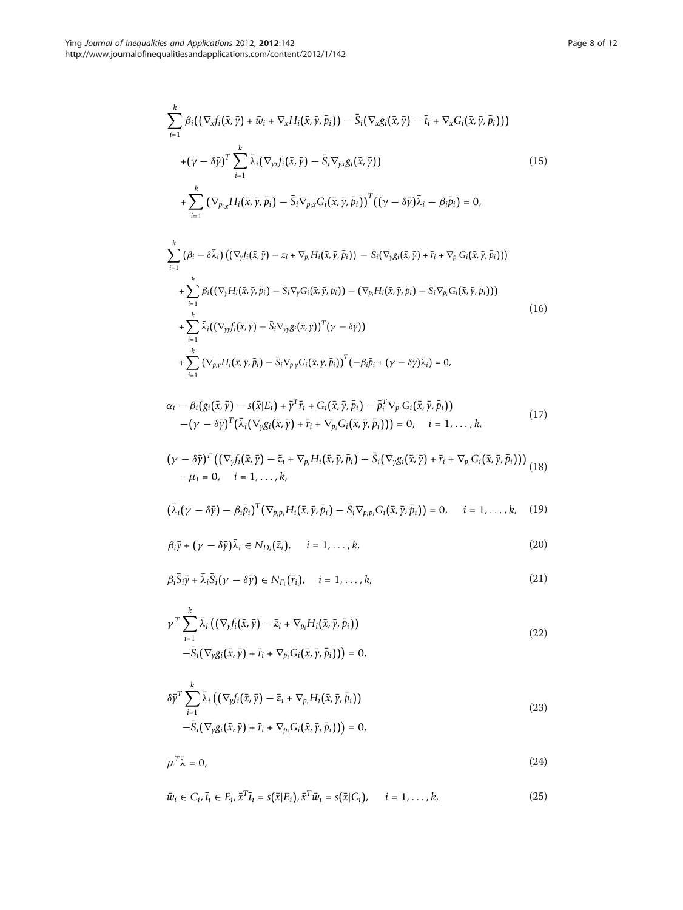$$
\begin{aligned}
&\sum_{i=1}^{k} \beta_i\big((\nabla_x f_i(\bar{x},\bar{y}) + \bar{w}_i + \nabla_x H_i(\bar{x},\bar{y},\bar{p}_i)) - \bar{S}_i(\nabla_x g_i(\bar{x},\bar{y}) - \bar{t}_i + \nabla_x G_i(\bar{x},\bar{y},\bar{p}_i))\big) \\
&\quad + (\gamma - \delta\bar{y})^T \sum_{i=1}^{k} \bar{\lambda}_i\big(\nabla_{yx} f_i(\bar{x},\bar{y}) - \bar{S}_i \nabla_{yx} g_i(\bar{x},\bar{y})\big) \\
&\quad + \sum_{i=1}^{k} \big(\nabla_{p_i x} H_i(\bar{x},\bar{y},\bar{p}_i) - \bar{S}_i \nabla_{p_i x} G_i(\bar{x},\bar{y},\bar{p}_i)\big)^T \big((\gamma - \delta\bar{y})\bar{\lambda}_i - \beta_i \bar{p}_i\big) = 0,
\end{aligned} \tag{15}
$$

$$
\begin{aligned}
&\sum_{i=1}^{k} (\beta_i - \delta\bar{\lambda}_i)\big((\nabla_y f_i(\bar{x},\bar{y}) - z_i + \nabla_{p_i} H_i(\bar{x},\bar{y},\bar{p}_i)) - \bar{S}_i(\nabla_y g_i(\bar{x},\bar{y}) + \bar{r}_i + \nabla_{p_i} G_i(\bar{x},\bar{y},\bar{p}_i))\big) \\
&\quad + \sum_{i=1}^{k} \beta_i\big((\nabla_y H_i(\bar{x},\bar{y},\bar{p}_i) - \bar{S}_i \nabla_y G_i(\bar{x},\bar{y},\bar{p}_i)) - (\nabla_{p_i} H_i(\bar{x},\bar{y},\bar{p}_i) - \bar{S}_i \nabla_{p_i} G_i(\bar{x},\bar{y},\bar{p}_i))\big) \\
&\quad + \sum_{i=1}^{k} \bar{\lambda}_i\big((\nabla_{yy} f_i(\bar{x},\bar{y}) - \bar{S}_i \nabla_{yy} g_i(\bar{x},\bar{y}))^T (\gamma - \delta\bar{y})\big) \\
&\quad + \sum_{i=1}^{k} \big(\nabla_{p_i y} H_i(\bar{x},\bar{y},\bar{p}_i) - \bar{S}_i \nabla_{p_i y} G_i(\bar{x},\bar{y},\bar{p}_i)\big)^T \big(-\beta_i \bar{p}_i + (\gamma - \delta\bar{y})\bar{\lambda}_i\big) = 0,
\end{aligned} \tag{16}
$$

$$
\begin{aligned}
&\alpha_i - \beta_i\big(g_i(\bar{x},\bar{y}) - s(\bar{x}|E_i) + \bar{y}^T \bar{r}_i + G_i(\bar{x},\bar{y},\bar{p}_i) - \bar{p}_i^T \nabla_{p_i} G_i(\bar{x},\bar{y},\bar{p}_i)\big) \\
&\quad - (\gamma - \delta\bar{y})^T\big(\bar{\lambda}_i(\nabla_y g_i(\bar{x},\bar{y}) + \bar{r}_i + \nabla_{p_i} G_i(\bar{x},\bar{y},\bar{p}_i))\big) = 0, \quad i = 1,\ldots,k,
\end{aligned} \tag{17}
$$

$$
\begin{aligned}
&(\gamma - \delta\bar{y})^T\big((\nabla_y f_i(\bar{x},\bar{y}) - \bar{z}_i + \nabla_{p_i} H_i(\bar{x},\bar{y},\bar{p}_i)) - \bar{S}_i(\nabla_y g_i(\bar{x},\bar{y}) + \bar{r}_i + \nabla_{p_i} G_i(\bar{x},\bar{y},\bar{p}_i))\big) \\
&\quad - \mu_i = 0, \quad i = 1,\ldots,k,
\end{aligned} \tag{18}
$$

$$
\big(\bar{\lambda}_i(\gamma - \delta\bar{y}) - \beta_i \bar{p}_i\big)^T\big(\nabla_{p_i p_i} H_i(\bar{x},\bar{y},\bar{p}_i) - \bar{S}_i \nabla_{p_i p_i} G_i(\bar{x},\bar{y},\bar{p}_i)\big) = 0, \quad i = 1,\ldots,k, \tag{19}
$$

$$
\beta_i \bar{y} + (\gamma - \delta\bar{y})\bar{\lambda}_i \in N_{D_i}(\bar{z}_i), \quad i = 1,\ldots,k, \tag{20}
$$

$$
\beta_i \bar{S}_i \bar{y} + \bar{\lambda}_i \bar{S}_i(\gamma - \delta\bar{y}) \in N_{F_i}(\bar{r}_i), \quad i = 1,\ldots,k, \tag{21}
$$

$$
\begin{aligned}
&\gamma^T \sum_{i=1}^{k} \bar{\lambda}_i\big((\nabla_y f_i(\bar{x},\bar{y}) - \bar{z}_i + \nabla_{p_i} H_i(\bar{x},\bar{y},\bar{p}_i)) \\
&\quad - \bar{S}_i(\nabla_y g_i(\bar{x},\bar{y}) + \bar{r}_i + \nabla_{p_i} G_i(\bar{x},\bar{y},\bar{p}_i))\big) = 0,
\end{aligned} \tag{22}
$$

$$
\begin{aligned}
&\delta\bar{y}^T \sum_{i=1}^{k} \bar{\lambda}_i\big((\nabla_y f_i(\bar{x},\bar{y}) - \bar{z}_i + \nabla_{p_i} H_i(\bar{x},\bar{y},\bar{p}_i)) \\
&\quad - \bar{S}_i(\nabla_y g_i(\bar{x},\bar{y}) + \bar{r}_i + \nabla_{p_i} G_i(\bar{x},\bar{y},\bar{p}_i))\big) = 0,
\end{aligned} \tag{23}
$$

$$
\mu^T \bar{\lambda} = 0, \tag{24}
$$

$$
\bar{w}_i \in C_i,\ \bar{t}_i \in E_i,\ \bar{x}^T \bar{t}_i = s(\bar{x}|E_i),\ \bar{x}^T \bar{w}_i = s(\bar{x}|C_i), \quad i = 1,\ldots,k, \tag{25}
$$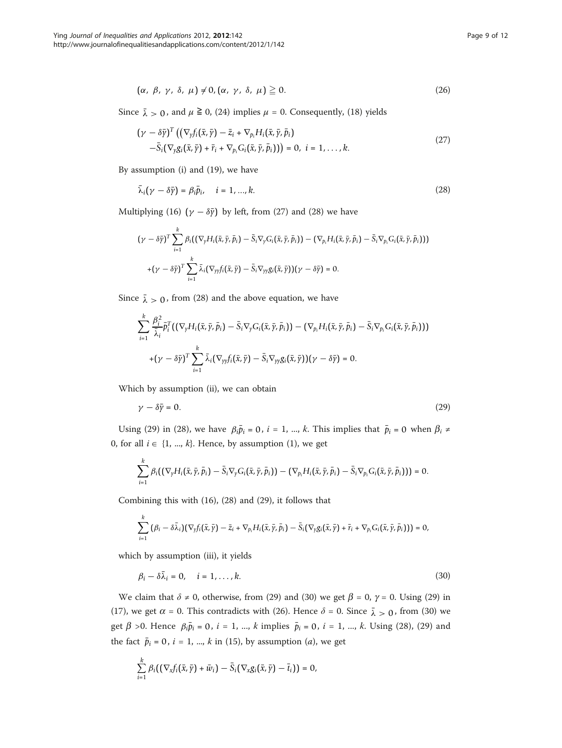$$(\alpha,\ \beta,\ \gamma,\ \delta,\ \mu) \neq 0, (\alpha,\ \gamma,\ \delta,\ \mu) \geqq 0. \tag{26}$$

Since $\bar{\lambda} > 0$, and $\mu \geqq 0$, (24) implies $\mu = 0$. Consequently, (18) yields

$$\begin{aligned}(\gamma - \delta\bar{y})^T &\left((\nabla_y f_i(\bar{x},\bar{y}) - \bar{z}_i + \nabla_{p_i} H_i(\bar{x},\bar{y},\bar{p}_i)\right. \\ &\left.-\bar{S}_i(\nabla_y g_i(\bar{x},\bar{y}) + \bar{r}_i + \nabla_{p_i} G_i(\bar{x},\bar{y},\bar{p}_i))\right) = 0,\ i = 1,\dots,k.\end{aligned} \tag{27}$$

By assumption (i) and (19), we have

$$\bar{\lambda}_i(\gamma - \delta\bar{y}) = \beta_i\bar{p}_i, \quad i = 1, ..., k. \tag{28}$$

Multiplying (16) $(\gamma - \delta\bar{y})$ by left, from (27) and (28) we have

$$\begin{aligned}&(\gamma - \delta\bar{y})^T \sum_{i=1}^{k} \beta_i((\nabla_y H_i(\bar{x},\bar{y},\bar{p}_i) - \bar{S}_i\nabla_y G_i(\bar{x},\bar{y},\bar{p}_i)) - (\nabla_{p_i} H_i(\bar{x},\bar{y},\bar{p}_i) - \bar{S}_i\nabla_{p_i} G_i(\bar{x},\bar{y},\bar{p}_i))) \\ &+(\gamma - \delta\bar{y})^T \sum_{i=1}^{k} \bar{\lambda}_i(\nabla_{yy} f_i(\bar{x},\bar{y}) - \bar{S}_i\nabla_{yy} g_i(\bar{x},\bar{y}))(\gamma - \delta\bar{y}) = 0.\end{aligned}$$

Since $\bar{\lambda} > 0$, from (28) and the above equation, we have

$$\begin{aligned}&\sum_{i=1}^{k} \frac{\beta_i^2}{\bar{\lambda}_i}\bar{p}_i^T((\nabla_y H_i(\bar{x},\bar{y},\bar{p}_i) - \bar{S}_i\nabla_y G_i(\bar{x},\bar{y},\bar{p}_i)) - (\nabla_{p_i} H_i(\bar{x},\bar{y},\bar{p}_i) - \bar{S}_i\nabla_{p_i} G_i(\bar{x},\bar{y},\bar{p}_i))) \\ &+(\gamma - \delta\bar{y})^T \sum_{i=1}^{k} \bar{\lambda}_i(\nabla_{yy} f_i(\bar{x},\bar{y}) - \bar{S}_i\nabla_{yy} g_i(\bar{x},\bar{y}))(\gamma - \delta\bar{y}) = 0.\end{aligned}$$

Which by assumption (ii), we can obtain

$$\gamma - \delta\bar{y} = 0. \tag{29}$$

Using (29) in (28), we have $\beta_i\bar{p}_i = 0$, $i = 1, ..., k$. This implies that $\bar{p}_i = 0$ when $\beta_i \neq 0$, for all $i \in \{1, ..., k\}$. Hence, by assumption (1), we get

$$\sum_{i=1}^{k} \beta_i((\nabla_y H_i(\bar{x},\bar{y},\bar{p}_i) - \bar{S}_i\nabla_y G_i(\bar{x},\bar{y},\bar{p}_i)) - (\nabla_{p_i} H_i(\bar{x},\bar{y},\bar{p}_i) - \bar{S}_i\nabla_{p_i} G_i(\bar{x},\bar{y},\bar{p}_i))) = 0.$$

Combining this with (16), (28) and (29), it follows that

$$\sum_{i=1}^{k} (\beta_i - \delta\bar{\lambda}_i)(\nabla_y f_i(\bar{x},\bar{y}) - \bar{z}_i + \nabla_{p_i} H_i(\bar{x},\bar{y},\bar{p}_i) - \bar{S}_i(\nabla_y g_i(\bar{x},\bar{y}) + \bar{r}_i + \nabla_{p_i} G_i(\bar{x},\bar{y},\bar{p}_i))) = 0,$$

which by assumption (iii), it yields

$$\beta_i - \delta\bar{\lambda}_i = 0, \quad i = 1,\dots,k. \tag{30}$$

We claim that $\delta \neq 0$, otherwise, from (29) and (30) we get $\beta = 0$, $\gamma = 0$. Using (29) in (17), we get $\alpha = 0$. This contradicts with (26). Hence $\delta = 0$. Since $\bar{\lambda} > 0$, from (30) we get $\beta > 0$. Hence $\beta_i\bar{p}_i = 0$, $i = 1, ..., k$ implies $\bar{p}_i = 0$, $i = 1, ..., k$. Using (28), (29) and the fact $\bar{p}_i = 0$, $i = 1, ..., k$ in (15), by assumption (*a*), we get

$$\sum_{i=1}^{k} \beta_i((\nabla_x f_i(\bar{x},\bar{y}) + \bar{w}_i) - \bar{S}_i(\nabla_x g_i(\bar{x},\bar{y}) - \bar{t}_i)) = 0,$$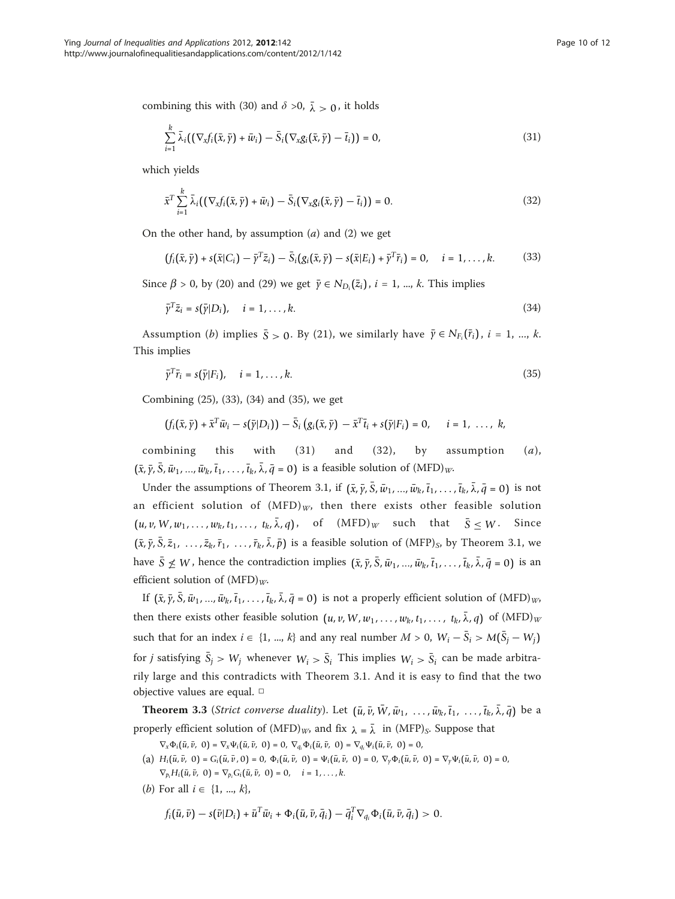combining this with (30) and $\delta > 0$, $\bar{\lambda} > 0$, it holds

$$\sum_{i=1}^{k} \bar{\lambda}_i\big((\nabla_x f_i(\bar{x},\bar{y}) + \bar{w}_i) - \bar{S}_i(\nabla_x g_i(\bar{x},\bar{y}) - \bar{t}_i)\big) = 0, \tag{31}$$

which yields

$$\bar{x}^T \sum_{i=1}^{k} \bar{\lambda}_i\big((\nabla_x f_i(\bar{x},\bar{y}) + \bar{w}_i) - \bar{S}_i(\nabla_x g_i(\bar{x},\bar{y}) - \bar{t}_i)\big) = 0. \tag{32}$$

On the other hand, by assumption $(a)$ and (2) we get

$$\big(f_i(\bar{x},\bar{y}) + s(\bar{x}|C_i) - \bar{y}^T\bar{z}_i\big) - \bar{S}_i\big(g_i(\bar{x},\bar{y}) - s(\bar{x}|E_i) + \bar{y}^T\bar{r}_i\big) = 0, \quad i = 1,\ldots,k. \tag{33}$$

Since $\beta > 0$, by (20) and (29) we get $\bar{y} \in N_{D_i}(\bar{z}_i)$, $i = 1, \ldots, k$. This implies

$$\bar{y}^T\bar{z}_i = s(\bar{y}|D_i), \quad i = 1,\ldots,k. \tag{34}$$

Assumption $(b)$ implies $\bar{S} > 0$. By (21), we similarly have $\bar{y} \in N_{F_i}(\bar{r}_i)$, $i = 1, \ldots, k$. This implies

$$\bar{y}^T\bar{r}_i = s(\bar{y}|F_i), \quad i = 1,\ldots,k. \tag{35}$$

Combining (25), (33), (34) and (35), we get

$$\big(f_i(\bar{x},\bar{y}) + \bar{x}^T\bar{w}_i - s(\bar{y}|D_i)\big) - \bar{S}_i\big(g_i(\bar{x},\bar{y}) - \bar{x}^T\bar{t}_i + s(\bar{y}|F_i)\big) = 0, \quad i = 1,\ \ldots,\ k,$$

combining this with (31) and (32), by assumption $(a)$, $(\bar{x},\bar{y},\bar{S},\bar{w}_1,\ldots,\bar{w}_k,\bar{t}_1,\ldots,\bar{t}_k,\bar{\lambda},\bar{q}=0)$ is a feasible solution of $(\mathrm{MFD})_W$.

Under the assumptions of Theorem 3.1, if $(\bar{x},\bar{y},\bar{S},\bar{w}_1,\ldots,\bar{w}_k,\bar{t}_1,\ldots,\bar{t}_k,\bar{\lambda},\bar{q}=0)$ is not an efficient solution of $(\mathrm{MFD})_W$, then there exists other feasible solution $(u,v,W,w_1,\ldots,w_k,t_1,\ldots,t_k,\bar{\lambda},q)$, of $(\mathrm{MFD})_W$ such that $\bar{S} \le W$. Since $(\bar{x},\bar{y},\bar{S},\bar{z}_1,\ldots,\bar{z}_k,\bar{r}_1,\ldots,\bar{r}_k,\bar{\lambda},\bar{p})$ is a feasible solution of $(\mathrm{MFP})_S$, by Theorem 3.1, we have $\bar{S} \not\le W$, hence the contradiction implies $(\bar{x},\bar{y},\bar{S},\bar{w}_1,\ldots,\bar{w}_k,\bar{t}_1,\ldots,\bar{t}_k,\bar{\lambda},\bar{q}=0)$ is an efficient solution of $(\mathrm{MFD})_W$.

If $(\bar{x},\bar{y},\bar{S},\bar{w}_1,\ldots,\bar{w}_k,\bar{t}_1,\ldots,\bar{t}_k,\bar{\lambda},\bar{q}=0)$ is not a properly efficient solution of $(\mathrm{MFD})_W$, then there exists other feasible solution $(u,v,W,w_1,\ldots,w_k,t_1,\ldots,t_k,\bar{\lambda},q)$ of $(\mathrm{MFD})_W$ such that for an index $i \in \{1, \ldots, k\}$ and any real number $M > 0$, $W_i - \bar{S}_i > M(\bar{S}_j - W_j)$ for $j$ satisfying $\bar{S}_j > W_j$ whenever $W_i > \bar{S}_i$ This implies $W_i > \bar{S}_i$ can be made arbitrarily large and this contradicts with Theorem 3.1. And it is easy to find that the two objective values are equal. □

**Theorem 3.3** (*Strict converse duality*). Let $(\bar{u},\bar{v},\bar{W},\bar{w}_1,\ldots,\bar{w}_k,\bar{t}_1,\ldots,\bar{t}_k,\bar{\lambda},\bar{q})$ be a properly efficient solution of $(\mathrm{MFD})_W$, and fix $\lambda = \bar{\lambda}$ in $(\mathrm{MFP})_S$. Suppose that

(a) $\nabla_x\Phi_i(\bar{u},\bar{v},0) = \nabla_x\Psi_i(\bar{u},\bar{v},0) = 0$, $\nabla_{q_i}\Phi_i(\bar{u},\bar{v},0) = \nabla_{q_i}\Psi_i(\bar{u},\bar{v},0) = 0$, $H_i(\bar{u},\bar{v},0) = G_i(\bar{u},\bar{v},0) = 0$, $\Phi_i(\bar{u},\bar{v},0) = \Psi_i(\bar{u},\bar{v},0) = 0$, $\nabla_y\Phi_i(\bar{u},\bar{v},0) = \nabla_y\Psi_i(\bar{u},\bar{v},0) = 0$, $\nabla_{p_i}H_i(\bar{u},\bar{v},0) = \nabla_{p_i}G_i(\bar{u},\bar{v},0) = 0$, $\quad i = 1,\ldots,k.$

(b) For all $i \in \{1, \ldots, k\}$,

$$f_i(\bar{u},\bar{v}) - s(\bar{v}|D_i) + \bar{u}^T\bar{w}_i + \Phi_i(\bar{u},\bar{v},\bar{q}_i) - \bar{q}_i^T\nabla_{q_i}\Phi_i(\bar{u},\bar{v},\bar{q}_i) > 0.$$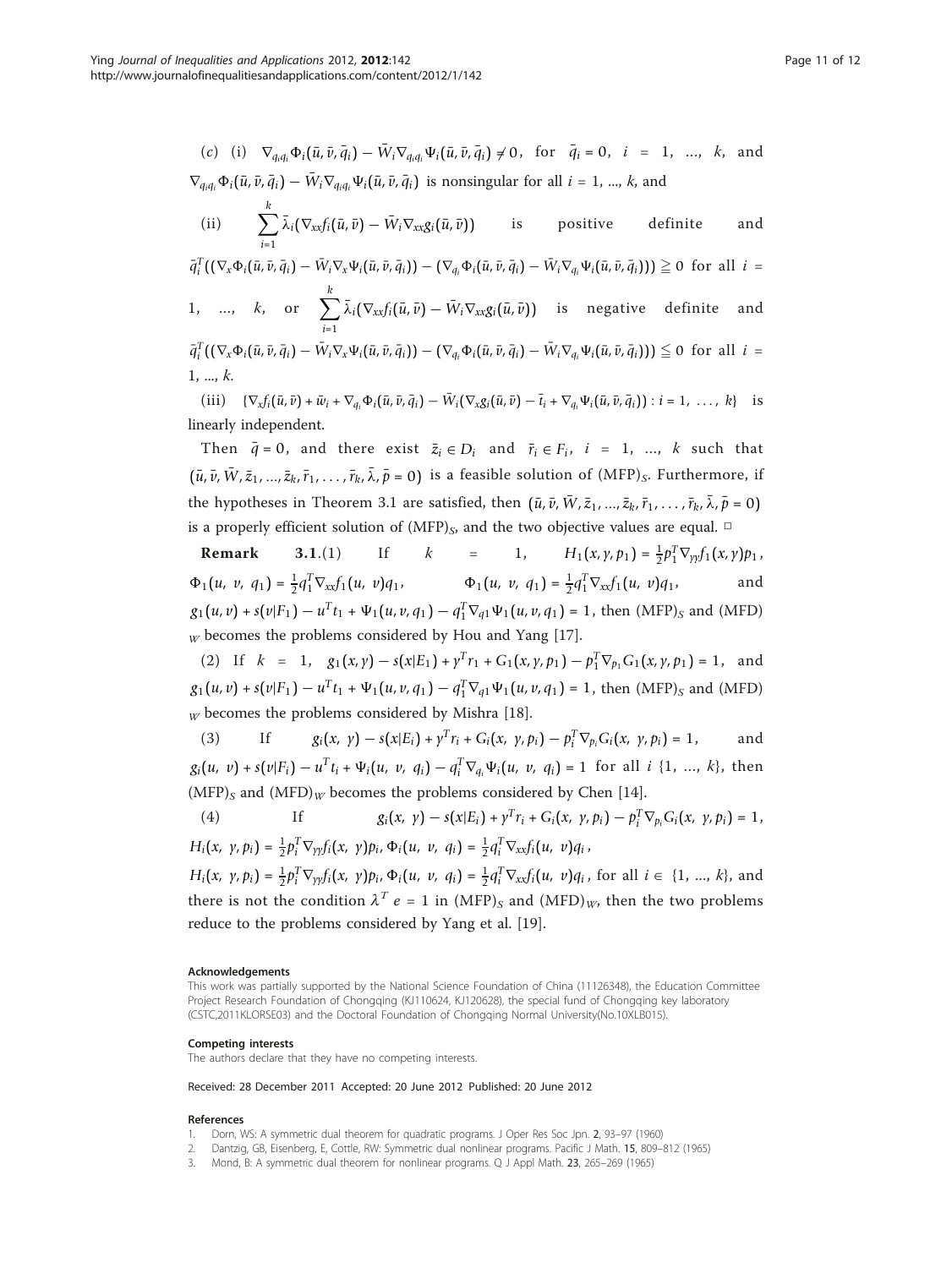(*c*) (i) $\nabla_{q_iq_i}\Phi_i(\bar{u}, \bar{v}, \bar{q}_i) - \bar{W}_i\nabla_{q_iq_i}\Psi_i(\bar{u}, \bar{v}, \bar{q}_i) \neq 0$, for $\bar{q}_i = 0$, $i = 1, \ldots, k$, and $\nabla_{q_iq_i}\Phi_i(\bar{u}, \bar{v}, \bar{q}_i) - \bar{W}_i\nabla_{q_iq_i}\Psi_i(\bar{u}, \bar{v}, \bar{q}_i)$ is nonsingular for all $i = 1, \ldots, k$, and

(ii) $\sum_{i=1}^{k}\bar{\lambda}_i(\nabla_{xx}f_i(\bar{u}, \bar{v}) - \bar{W}_i\nabla_{xx}g_i(\bar{u}, \bar{v}))$ is positive definite and $\bar{q}_i^T((\nabla_x\Phi_i(\bar{u}, \bar{v}, \bar{q}_i) - \bar{W}_i\nabla_x\Psi_i(\bar{u}, \bar{v}, \bar{q}_i)) - (\nabla_{q_i}\Phi_i(\bar{u}, \bar{v}, \bar{q}_i) - \bar{W}_i\nabla_{q_i}\Psi_i(\bar{u}, \bar{v}, \bar{q}_i))) \geqq 0$ for all $i = 1, \ldots, k$, or $\sum_{i=1}^{k}\bar{\lambda}_i(\nabla_{xx}f_i(\bar{u}, \bar{v}) - \bar{W}_i\nabla_{xx}g_i(\bar{u}, \bar{v}))$ is negative definite and $\bar{q}_i^T((\nabla_x\Phi_i(\bar{u}, \bar{v}, \bar{q}_i) - \bar{W}_i\nabla_x\Psi_i(\bar{u}, \bar{v}, \bar{q}_i)) - (\nabla_{q_i}\Phi_i(\bar{u}, \bar{v}, \bar{q}_i) - \bar{W}_i\nabla_{q_i}\Psi_i(\bar{u}, \bar{v}, \bar{q}_i))) \leqq 0$ for all $i = 1, \ldots, k$.

(iii) $\{\nabla_x f_i(\bar{u}, \bar{v}) + \bar{w}_i + \nabla_{q_i}\Phi_i(\bar{u}, \bar{v}, \bar{q}_i) - \bar{W}_i(\nabla_x g_i(\bar{u}, \bar{v}) - \bar{t}_i + \nabla_{q_i}\Psi_i(\bar{u}, \bar{v}, \bar{q}_i)) : i = 1, \ldots, k\}$ is linearly independent.

Then $\bar{q} = 0$, and there exist $\bar{z}_i \in D_i$ and $\bar{r}_i \in F_i$, $i = 1, \ldots, k$ such that $(\bar{u}, \bar{v}, \bar{W}, \bar{z}_1, \ldots, \bar{z}_k, \bar{r}_1, \ldots, \bar{r}_k, \bar{\lambda}, \bar{p} = 0)$ is a feasible solution of $(\text{MFP})_S$. Furthermore, if the hypotheses in Theorem 3.1 are satisfied, then $(\bar{u}, \bar{v}, \bar{W}, \bar{z}_1, \ldots, \bar{z}_k, \bar{r}_1, \ldots, \bar{r}_k, \bar{\lambda}, \bar{p} = 0)$ is a properly efficient solution of $(\text{MFP})_S$, and the two objective values are equal. □

**Remark 3.1**.(1) If $k = 1$, $H_1(x, y, p_1) = \frac{1}{2}p_1^T\nabla_{yy}f_1(x, y)p_1$, $\Phi_1(u, v, q_1) = \frac{1}{2}q_1^T\nabla_{xx}f_1(u, v)q_1$, $\Phi_1(u, v, q_1) = \frac{1}{2}q_1^T\nabla_{xx}f_1(u, v)q_1$, and $g_1(u, v) + s(v|F_1) - u^Tt_1 + \Psi_1(u, v, q_1) - q_1^T\nabla_{q1}\Psi_1(u, v, q_1) = 1$, then $(\text{MFP})_S$ and $(\text{MFD})_W$ becomes the problems considered by Hou and Yang [17].

(2) If $k = 1$, $g_1(x, y) - s(x|E_1) + y^Tr_1 + G_1(x, y, p_1) - p_1^T\nabla_{p_1}G_1(x, y, p_1) = 1$, and $g_1(u, v) + s(v|F_1) - u^Tt_1 + \Psi_1(u, v, q_1) - q_1^T\nabla_{q1}\Psi_1(u, v, q_1) = 1$, then $(\text{MFP})_S$ and $(\text{MFD})_W$ becomes the problems considered by Mishra [18].

(3) If $g_i(x, y) - s(x|E_i) + y^Tr_i + G_i(x, y, p_i) - p_i^T\nabla_{p_i}G_i(x, y, p_i) = 1$, and $g_i(u, v) + s(v|F_i) - u^Tt_i + \Psi_i(u, v, q_i) - q_i^T\nabla_{q_i}\Psi_i(u, v, q_i) = 1$ for all $i$ $\{1, \ldots, k\}$, then $(\text{MFP})_S$ and $(\text{MFD})_W$ becomes the problems considered by Chen [14].

(4) If $g_i(x, y) - s(x|E_i) + y^Tr_i + G_i(x, y, p_i) - p_i^T\nabla_{p_i}G_i(x, y, p_i) = 1$, $H_i(x, y, p_i) = \frac{1}{2}p_i^T\nabla_{yy}f_i(x, y)p_i$, $\Phi_i(u, v, q_i) = \frac{1}{2}q_i^T\nabla_{xx}f_i(u, v)q_i$, $H_i(x, y, p_i) = \frac{1}{2}p_i^T\nabla_{yy}f_i(x, y)p_i$, $\Phi_i(u, v, q_i) = \frac{1}{2}q_i^T\nabla_{xx}f_i(u, v)q_i$, for all $i \in \{1, \ldots, k\}$, and there is not the condition $\lambda^T e = 1$ in $(\text{MFP})_S$ and $(\text{MFD})_W$, then the two problems reduce to the problems considered by Yang et al. [19].

#### Acknowledgements

This work was partially supported by the National Science Foundation of China (11126348), the Education Committee Project Research Foundation of Chongqing (KJ110624, KJ120628), the special fund of Chongqing key laboratory (CSTC,2011KLORSE03) and the Doctoral Foundation of Chongqing Normal University(No.10XLB015).

#### Competing interests

The authors declare that they have no competing interests.

Received: 28 December 2011 Accepted: 20 June 2012 Published: 20 June 2012

#### References

1. Dorn, WS: A symmetric dual theorem for quadratic programs. J Oper Res Soc Jpn. **2**, 93–97 (1960)
2. Dantzig, GB, Eisenberg, E, Cottle, RW: Symmetric dual nonlinear programs. Pacific J Math. **15**, 809–812 (1965)
3. Mond, B: A symmetric dual theorem for nonlinear programs. Q J Appl Math. **23**, 265–269 (1965)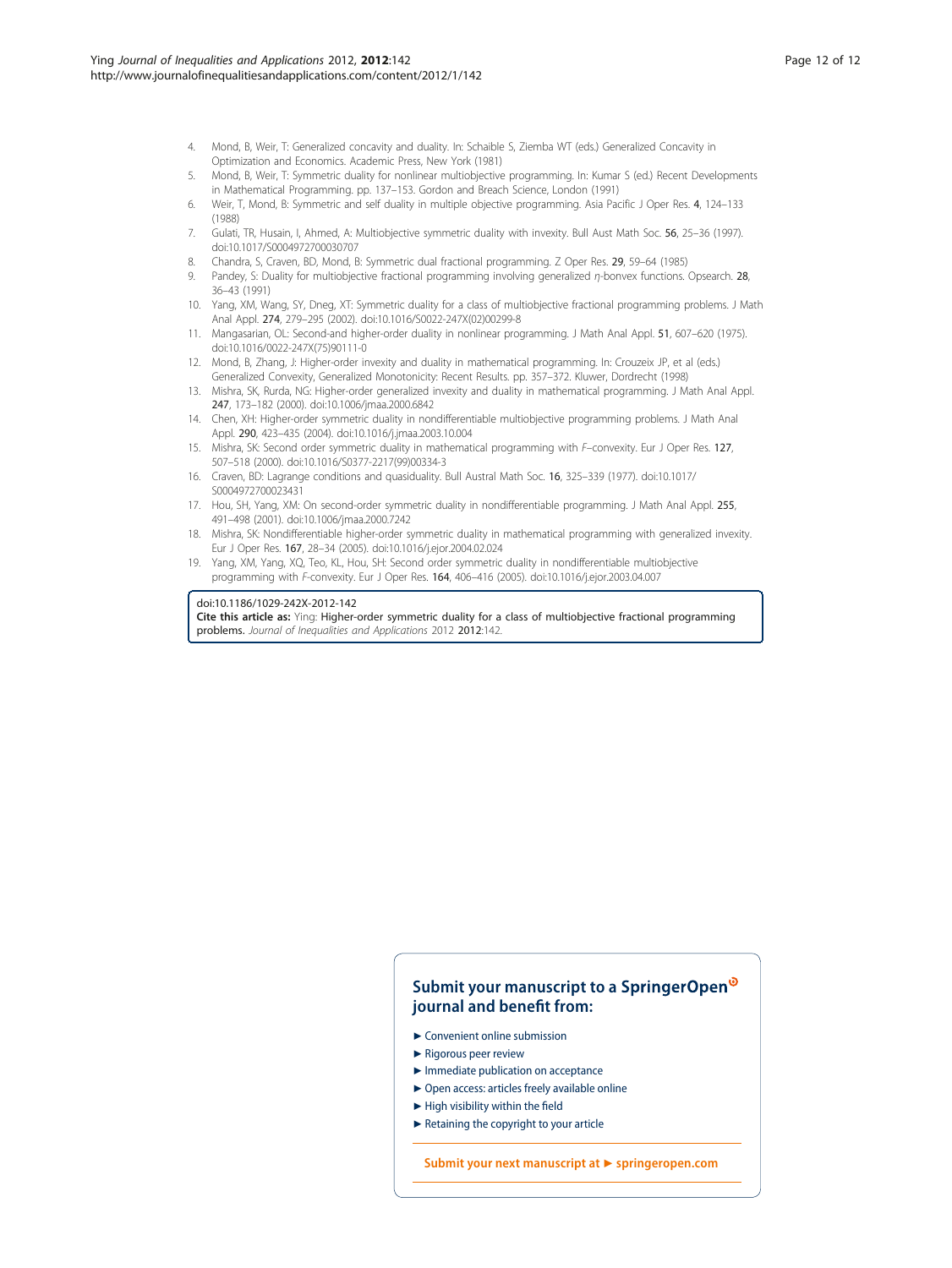4. Mond, B, Weir, T: Generalized concavity and duality. In: Schaible S, Ziemba WT (eds.) Generalized Concavity in Optimization and Economics. Academic Press, New York (1981)
5. Mond, B, Weir, T: Symmetric duality for nonlinear multiobjective programming. In: Kumar S (ed.) Recent Developments in Mathematical Programming. pp. 137–153. Gordon and Breach Science, London (1991)
6. Weir, T, Mond, B: Symmetric and self duality in multiple objective programming. Asia Pacific J Oper Res. **4**, 124–133 (1988)
7. Gulati, TR, Husain, I, Ahmed, A: Multiobjective symmetric duality with invexity. Bull Aust Math Soc. **56**, 25–36 (1997). doi:10.1017/S0004972700030707
8. Chandra, S, Craven, BD, Mond, B: Symmetric dual fractional programming. Z Oper Res. **29**, 59–64 (1985)
9. Pandey, S: Duality for multiobjective fractional programming involving generalized $\eta$-bonvex functions. Opsearch. **28**, 36–43 (1991)
10. Yang, XM, Wang, SY, Dneg, XT: Symmetric duality for a class of multiobjective fractional programming problems. J Math Anal Appl. **274**, 279–295 (2002). doi:10.1016/S0022-247X(02)00299-8
11. Mangasarian, OL: Second-and higher-order duality in nonlinear programming. J Math Anal Appl. **51**, 607–620 (1975). doi:10.1016/0022-247X(75)90111-0
12. Mond, B, Zhang, J: Higher-order invexity and duality in mathematical programming. In: Crouzeix JP, et al (eds.) Generalized Convexity, Generalized Monotonicity: Recent Results. pp. 357–372. Kluwer, Dordrecht (1998)
13. Mishra, SK, Rurda, NG: Higher-order generalized invexity and duality in mathematical programming. J Math Anal Appl. **247**, 173–182 (2000). doi:10.1006/jmaa.2000.6842
14. Chen, XH: Higher-order symmetric duality in nondifferentiable multiobjective programming problems. J Math Anal Appl. **290**, 423–435 (2004). doi:10.1016/j.jmaa.2003.10.004
15. Mishra, SK: Second order symmetric duality in mathematical programming with *F*–convexity. Eur J Oper Res. **127**, 507–518 (2000). doi:10.1016/S0377-2217(99)00334-3
16. Craven, BD: Lagrange conditions and quasiduality. Bull Austral Math Soc. **16**, 325–339 (1977). doi:10.1017/S0004972700023431
17. Hou, SH, Yang, XM: On second-order symmetric duality in nondifferentiable programming. J Math Anal Appl. **255**, 491–498 (2001). doi:10.1006/jmaa.2000.7242
18. Mishra, SK: Nondifferentiable higher-order symmetric duality in mathematical programming with generalized invexity. Eur J Oper Res. **167**, 28–34 (2005). doi:10.1016/j.ejor.2004.02.024
19. Yang, XM, Yang, XQ, Teo, KL, Hou, SH: Second order symmetric duality in nondifferentiable multiobjective programming with *F*-convexity. Eur J Oper Res. **164**, 406–416 (2005). doi:10.1016/j.ejor.2003.04.007

doi:10.1186/1029-242X-2012-142

**Cite this article as:** Ying: **Higher-order symmetric duality for a class of multiobjective fractional programming problems.** *Journal of Inequalities and Applications* 2012 **2012**:142.

**Submit your manuscript to a SpringerOpen journal and benefit from:**

- ► Convenient online submission
- ► Rigorous peer review
- ► Immediate publication on acceptance
- ► Open access: articles freely available online
- ► High visibility within the field
- ► Retaining the copyright to your article

**Submit your next manuscript at ► springeropen.com**